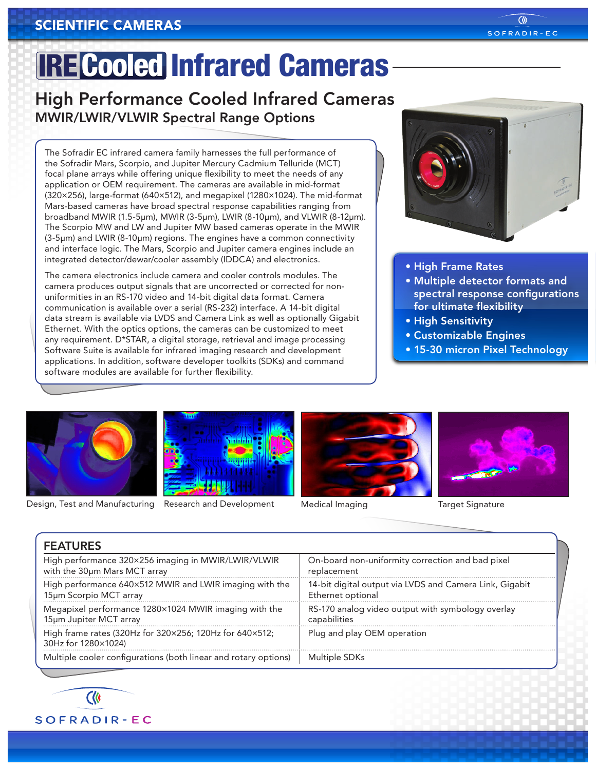# IRE Cooled Infrared Cameras

## High Performance Cooled Infrared Cameras

### MWIR/LWIR/VLWIR Spectral Range Options

The Sofradir EC infrared camera family harnesses the full performance of the Sofradir Mars, Scorpio, and Jupiter Mercury Cadmium Telluride (MCT) focal plane arrays while offering unique flexibility to meet the needs of any application or OEM requirement. The cameras are available in mid-format (320×256), large-format (640×512), and megapixel (1280×1024). The mid-format Mars-based cameras have broad spectral response capabilities ranging from broadband MWIR (1.5-5µm), MWIR (3-5µm), LWIR (8-10µm), and VLWIR (8-12µm). The Scorpio MW and LW and Jupiter MW based cameras operate in the MWIR (3-5µm) and LWIR (8-10µm) regions. The engines have a common connectivity and interface logic. The Mars, Scorpio and Jupiter camera engines include an integrated detector/dewar/cooler assembly (IDDCA) and electronics.

The camera electronics include camera and cooler controls modules. The camera produces output signals that are uncorrected or corrected for non-uniformities in an RS-170 video and 14-bit digital data format. Camera communication is available over a serial (RS-232) interface. A 14-bit digital data stream is available via LVDS and Camera Link as well as optionally Gigabit Ethernet. With the optics options, the cameras can be customized to meet any requirement. D*STAR, a digital storage, retrieval and image processing Software Suite is available for infrared imaging research and development applications. In addition, software developer toolkits (SDKs) and command software modules are available for further flexibility.

- High Frame Rates
- Multiple detector formats and spectral response configurations for ultimate flexibility
- High Sensitivity
- Customizable Engines
- 15-30 micron Pixel Technology

Design, Test and Manufacturing

Research and Development

Medical Imaging

Target Signature

## FEATURES

| | |
|---|---|
| High performance 320×256 imaging in MWIR/LWIR/VLWIR with the 30µm Mars MCT array | On-board non-uniformity correction and bad pixel replacement |
| High performance 640×512 MWIR and LWIR imaging with the 15µm Scorpio MCT array | 14-bit digital output via LVDS and Camera Link, Gigabit Ethernet optional |
| Megapixel performance 1280×1024 MWIR imaging with the 15µm Jupiter MCT array | RS-170 analog video output with symbology overlay capabilities |
| High frame rates (320Hz for 320×256; 120Hz for 640×512; 30Hz for 1280×1024) | Plug and play OEM operation |
| Multiple cooler configurations (both linear and rotary options) | Multiple SDKs |

SOFRADIR-EC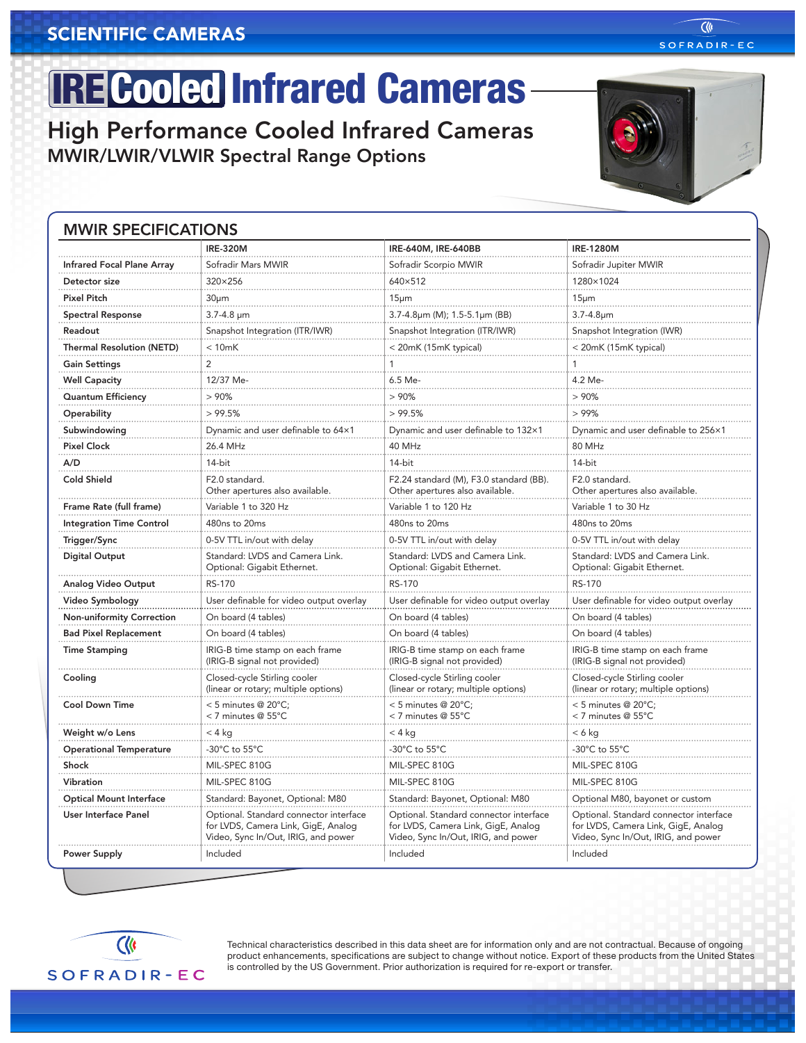# IRE Cooled Infrared Cameras

## High Performance Cooled Infrared Cameras

### MWIR/LWIR/VLWIR Spectral Range Options

## MWIR SPECIFICATIONS

| | IRE-320M | IRE-640M, IRE-640BB | IRE-1280M |
|---|---|---|---|
| **Infrared Focal Plane Array** | Sofradir Mars MWIR | Sofradir Scorpio MWIR | Sofradir Jupiter MWIR |
| **Detector size** | 320×256 | 640×512 | 1280×1024 |
| **Pixel Pitch** | 30µm | 15µm | 15µm |
| **Spectral Response** | 3.7-4.8 µm | 3.7-4.8µm (M); 1.5-5.1µm (BB) | 3.7-4.8µm |
| **Readout** | Snapshot Integration (ITR/IWR) | Snapshot Integration (ITR/IWR) | Snapshot Integration (IWR) |
| **Thermal Resolution (NETD)** | < 10mK | < 20mK (15mK typical) | < 20mK (15mK typical) |
| **Gain Settings** | 2 | 1 | 1 |
| **Well Capacity** | 12/37 Me- | 6.5 Me- | 4.2 Me- |
| **Quantum Efficiency** | > 90% | > 90% | > 90% |
| **Operability** | > 99.5% | > 99.5% | > 99% |
| **Subwindowing** | Dynamic and user definable to 64×1 | Dynamic and user definable to 132×1 | Dynamic and user definable to 256×1 |
| **Pixel Clock** | 26.4 MHz | 40 MHz | 80 MHz |
| **A/D** | 14-bit | 14-bit | 14-bit |
| **Cold Shield** | F2.0 standard. Other apertures also available. | F2.24 standard (M), F3.0 standard (BB). Other apertures also available. | F2.0 standard. Other apertures also available. |
| **Frame Rate (full frame)** | Variable 1 to 320 Hz | Variable 1 to 120 Hz | Variable 1 to 30 Hz |
| **Integration Time Control** | 480ns to 20ms | 480ns to 20ms | 480ns to 20ms |
| **Trigger/Sync** | 0-5V TTL in/out with delay | 0-5V TTL in/out with delay | 0-5V TTL in/out with delay |
| **Digital Output** | Standard: LVDS and Camera Link. Optional: Gigabit Ethernet. | Standard: LVDS and Camera Link. Optional: Gigabit Ethernet. | Standard: LVDS and Camera Link. Optional: Gigabit Ethernet. |
| **Analog Video Output** | RS-170 | RS-170 | RS-170 |
| **Video Symbology** | User definable for video output overlay | User definable for video output overlay | User definable for video output overlay |
| **Non-uniformity Correction** | On board (4 tables) | On board (4 tables) | On board (4 tables) |
| **Bad Pixel Replacement** | On board (4 tables) | On board (4 tables) | On board (4 tables) |
| **Time Stamping** | IRIG-B time stamp on each frame (IRIG-B signal not provided) | IRIG-B time stamp on each frame (IRIG-B signal not provided) | IRIG-B time stamp on each frame (IRIG-B signal not provided) |
| **Cooling** | Closed-cycle Stirling cooler (linear or rotary; multiple options) | Closed-cycle Stirling cooler (linear or rotary; multiple options) | Closed-cycle Stirling cooler (linear or rotary; multiple options) |
| **Cool Down Time** | < 5 minutes @ 20°C; < 7 minutes @ 55°C | < 5 minutes @ 20°C; < 7 minutes @ 55°C | < 5 minutes @ 20°C; < 7 minutes @ 55°C |
| **Weight w/o Lens** | < 4 kg | < 4 kg | < 6 kg |
| **Operational Temperature** | -30°C to 55°C | -30°C to 55°C | -30°C to 55°C |
| **Shock** | MIL-SPEC 810G | MIL-SPEC 810G | MIL-SPEC 810G |
| **Vibration** | MIL-SPEC 810G | MIL-SPEC 810G | MIL-SPEC 810G |
| **Optical Mount Interface** | Standard: Bayonet, Optional: M80 | Standard: Bayonet, Optional: M80 | Optional M80, bayonet or custom |
| **User Interface Panel** | Optional. Standard connector interface for LVDS, Camera Link, GigE, Analog Video, Sync In/Out, IRIG, and power | Optional. Standard connector interface for LVDS, Camera Link, GigE, Analog Video, Sync In/Out, IRIG, and power | Optional. Standard connector interface for LVDS, Camera Link, GigE, Analog Video, Sync In/Out, IRIG, and power |
| **Power Supply** | Included | Included | Included |

SOFRADIR-EC

Technical characteristics described in this data sheet are for information only and are not contractual. Because of ongoing product enhancements, specifications are subject to change without notice. Export of these products from the United States is controlled by the US Government. Prior authorization is required for re-export or transfer.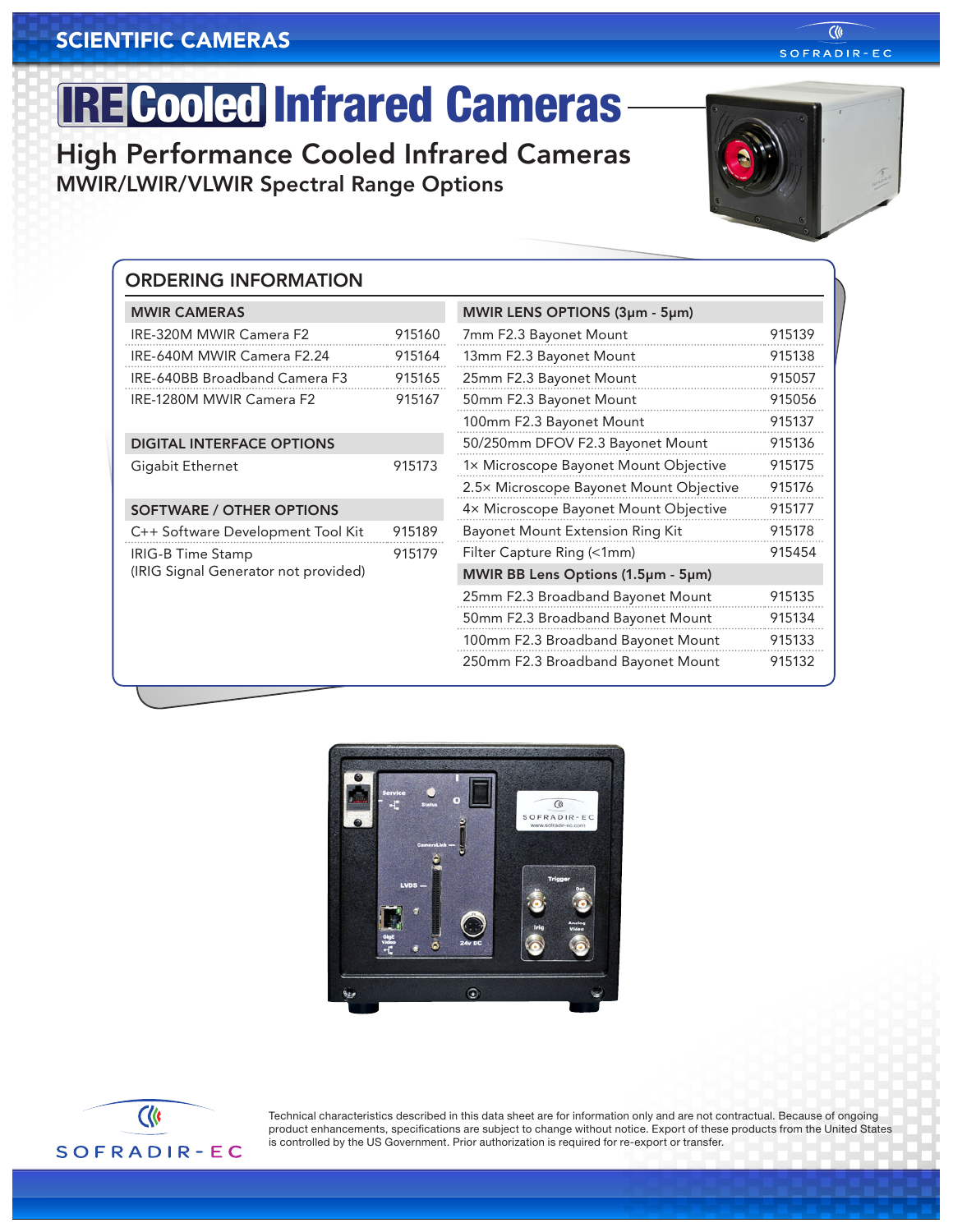# IRE Cooled Infrared Cameras

## High Performance Cooled Infrared Cameras

### MWIR/LWIR/VLWIR Spectral Range Options

## ORDERING INFORMATION

| MWIR CAMERAS | |
|---|---|
| IRE-320M MWIR Camera F2 | 915160 |
| IRE-640M MWIR Camera F2.24 | 915164 |
| IRE-640BB Broadband Camera F3 | 915165 |
| IRE-1280M MWIR Camera F2 | 915167 |

| DIGITAL INTERFACE OPTIONS | |
|---|---|
| Gigabit Ethernet | 915173 |

| SOFTWARE / OTHER OPTIONS | |
|---|---|
| C++ Software Development Tool Kit | 915189 |
| IRIG-B Time Stamp (IRIG Signal Generator not provided) | 915179 |

| MWIR LENS OPTIONS (3μm - 5μm) | |
|---|---|
| 7mm F2.3 Bayonet Mount | 915139 |
| 13mm F2.3 Bayonet Mount | 915138 |
| 25mm F2.3 Bayonet Mount | 915057 |
| 50mm F2.3 Bayonet Mount | 915056 |
| 100mm F2.3 Bayonet Mount | 915137 |
| 50/250mm DFOV F2.3 Bayonet Mount | 915136 |
| 1× Microscope Bayonet Mount Objective | 915175 |
| 2.5× Microscope Bayonet Mount Objective | 915176 |
| 4× Microscope Bayonet Mount Objective | 915177 |
| Bayonet Mount Extension Ring Kit | 915178 |
| Filter Capture Ring (<1mm) | 915454 |
| **MWIR BB Lens Options (1.5μm - 5μm)** | |
| 25mm F2.3 Broadband Bayonet Mount | 915135 |
| 50mm F2.3 Broadband Bayonet Mount | 915134 |
| 100mm F2.3 Broadband Bayonet Mount | 915133 |
| 250mm F2.3 Broadband Bayonet Mount | 915132 |

Technical characteristics described in this data sheet are for information only and are not contractual. Because of ongoing product enhancements, specifications are subject to change without notice. Export of these products from the United States is controlled by the US Government. Prior authorization is required for re-export or transfer.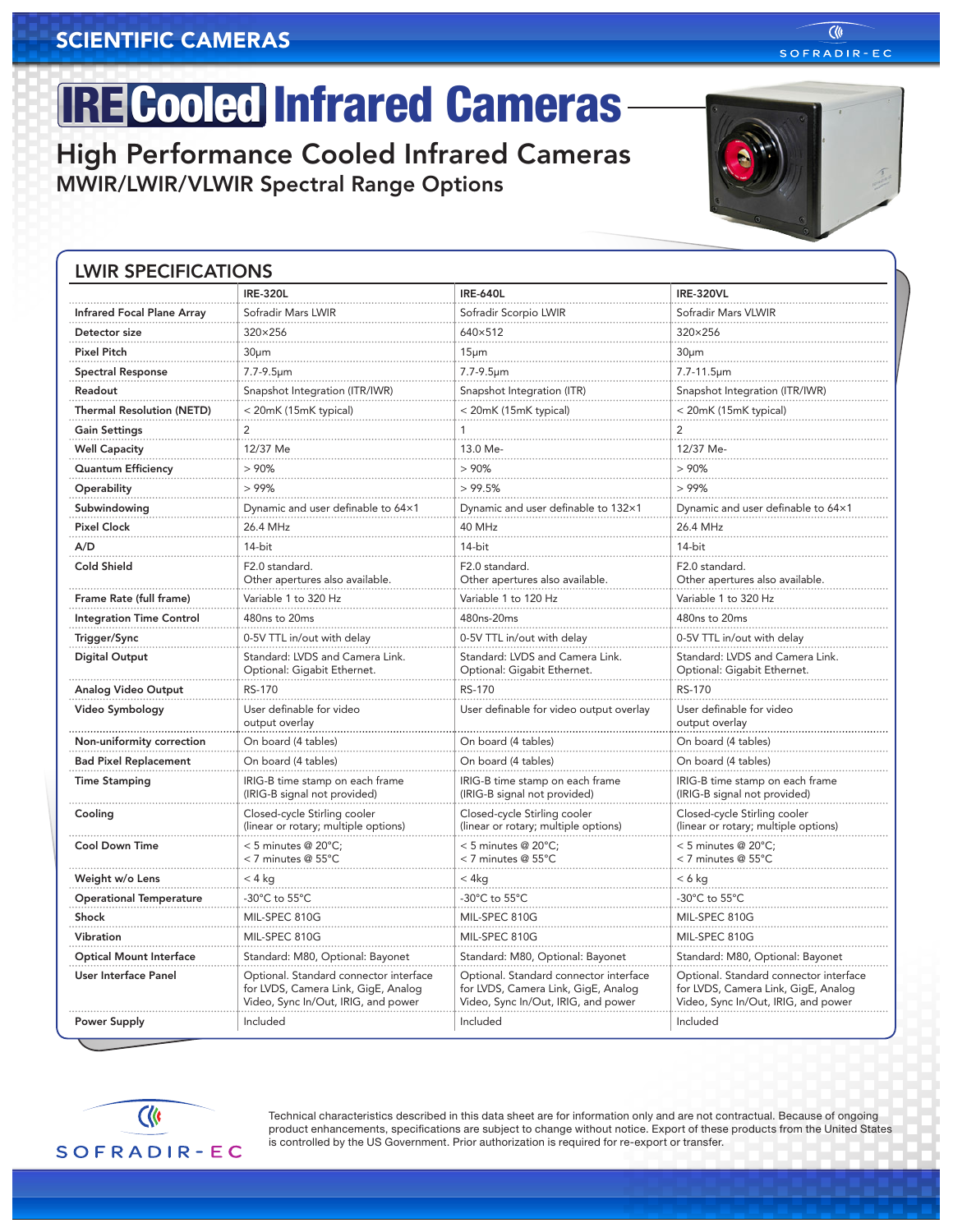# IRE Cooled Infrared Cameras

## High Performance Cooled Infrared Cameras
### MWIR/LWIR/VLWIR Spectral Range Options

## LWIR SPECIFICATIONS

| | IRE-320L | IRE-640L | IRE-320VL |
|---|---|---|---|
| **Infrared Focal Plane Array** | Sofradir Mars LWIR | Sofradir Scorpio LWIR | Sofradir Mars VLWIR |
| **Detector size** | 320×256 | 640×512 | 320×256 |
| **Pixel Pitch** | 30μm | 15μm | 30μm |
| **Spectral Response** | 7.7-9.5μm | 7.7-9.5μm | 7.7-11.5μm |
| **Readout** | Snapshot Integration (ITR/IWR) | Snapshot Integration (ITR) | Snapshot Integration (ITR/IWR) |
| **Thermal Resolution (NETD)** | < 20mK (15mK typical) | < 20mK (15mK typical) | < 20mK (15mK typical) |
| **Gain Settings** | 2 | 1 | 2 |
| **Well Capacity** | 12/37 Me | 13.0 Me- | 12/37 Me- |
| **Quantum Efficiency** | > 90% | > 90% | > 90% |
| **Operability** | > 99% | > 99.5% | > 99% |
| **Subwindowing** | Dynamic and user definable to 64×1 | Dynamic and user definable to 132×1 | Dynamic and user definable to 64×1 |
| **Pixel Clock** | 26.4 MHz | 40 MHz | 26.4 MHz |
| **A/D** | 14-bit | 14-bit | 14-bit |
| **Cold Shield** | F2.0 standard. Other apertures also available. | F2.0 standard. Other apertures also available. | F2.0 standard. Other apertures also available. |
| **Frame Rate (full frame)** | Variable 1 to 320 Hz | Variable 1 to 120 Hz | Variable 1 to 320 Hz |
| **Integration Time Control** | 480ns to 20ms | 480ns-20ms | 480ns to 20ms |
| **Trigger/Sync** | 0-5V TTL in/out with delay | 0-5V TTL in/out with delay | 0-5V TTL in/out with delay |
| **Digital Output** | Standard: LVDS and Camera Link. Optional: Gigabit Ethernet. | Standard: LVDS and Camera Link. Optional: Gigabit Ethernet. | Standard: LVDS and Camera Link. Optional: Gigabit Ethernet. |
| **Analog Video Output** | RS-170 | RS-170 | RS-170 |
| **Video Symbology** | User definable for video output overlay | User definable for video output overlay | User definable for video output overlay |
| **Non-uniformity correction** | On board (4 tables) | On board (4 tables) | On board (4 tables) |
| **Bad Pixel Replacement** | On board (4 tables) | On board (4 tables) | On board (4 tables) |
| **Time Stamping** | IRIG-B time stamp on each frame (IRIG-B signal not provided) | IRIG-B time stamp on each frame (IRIG-B signal not provided) | IRIG-B time stamp on each frame (IRIG-B signal not provided) |
| **Cooling** | Closed-cycle Stirling cooler (linear or rotary; multiple options) | Closed-cycle Stirling cooler (linear or rotary; multiple options) | Closed-cycle Stirling cooler (linear or rotary; multiple options) |
| **Cool Down Time** | < 5 minutes @ 20°C; < 7 minutes @ 55°C | < 5 minutes @ 20°C; < 7 minutes @ 55°C | < 5 minutes @ 20°C; < 7 minutes @ 55°C |
| **Weight w/o Lens** | < 4 kg | < 4kg | < 6 kg |
| **Operational Temperature** | -30°C to 55°C | -30°C to 55°C | -30°C to 55°C |
| **Shock** | MIL-SPEC 810G | MIL-SPEC 810G | MIL-SPEC 810G |
| **Vibration** | MIL-SPEC 810G | MIL-SPEC 810G | MIL-SPEC 810G |
| **Optical Mount Interface** | Standard: M80, Optional: Bayonet | Standard: M80, Optional: Bayonet | Standard: M80, Optional: Bayonet |
| **User Interface Panel** | Optional. Standard connector interface for LVDS, Camera Link, GigE, Analog Video, Sync In/Out, IRIG, and power | Optional. Standard connector interface for LVDS, Camera Link, GigE, Analog Video, Sync In/Out, IRIG, and power | Optional. Standard connector interface for LVDS, Camera Link, GigE, Analog Video, Sync In/Out, IRIG, and power |
| **Power Supply** | Included | Included | Included |

SOFRADIR-EC

Technical characteristics described in this data sheet are for information only and are not contractual. Because of ongoing product enhancements, specifications are subject to change without notice. Export of these products from the United States is controlled by the US Government. Prior authorization is required for re-export or transfer.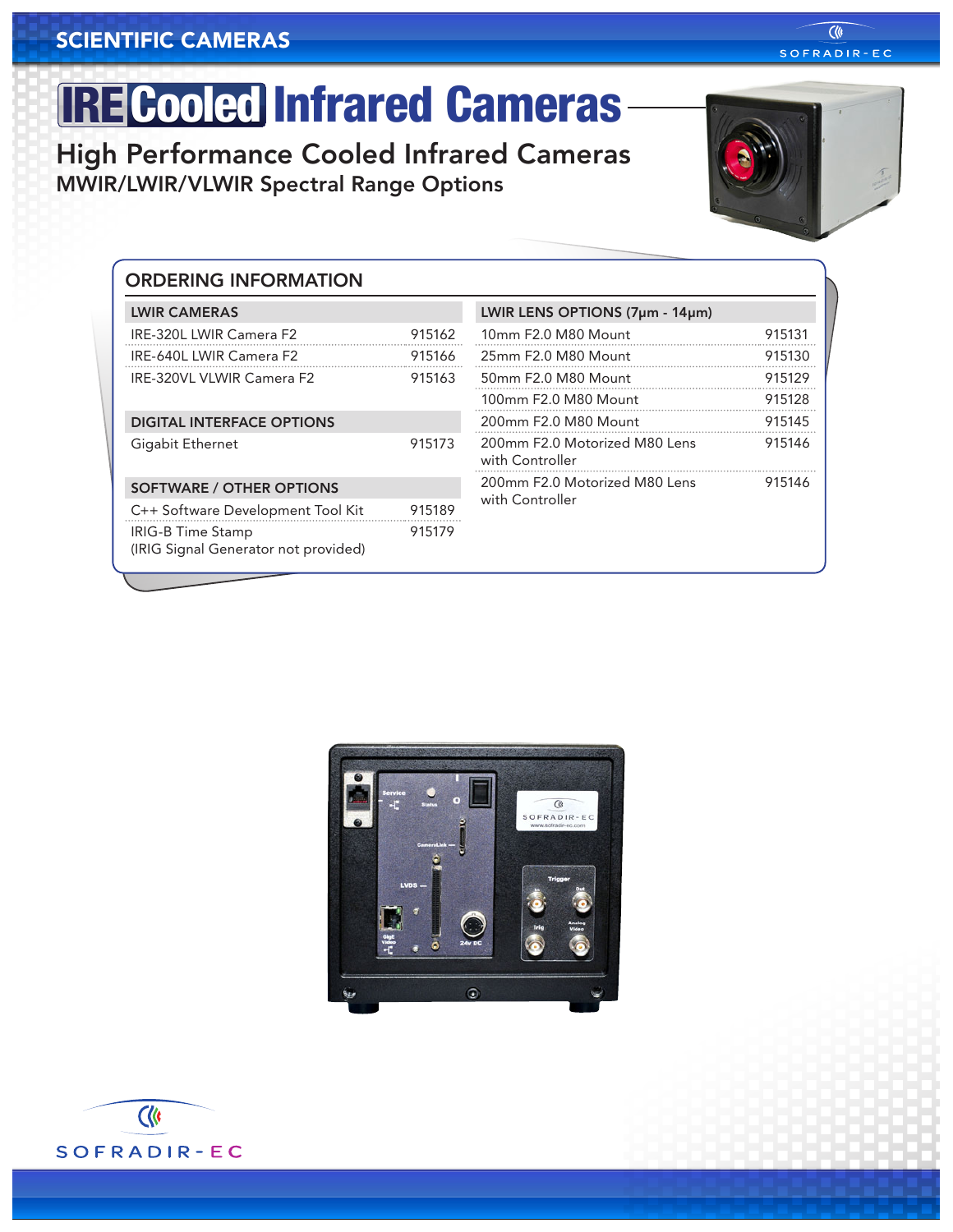# IRE Cooled Infrared Cameras

## High Performance Cooled Infrared Cameras

### MWIR/LWIR/VLWIR Spectral Range Options

## ORDERING INFORMATION

| LWIR CAMERAS | |
|---|---|
| IRE-320L LWIR Camera F2 | 915162 |
| IRE-640L LWIR Camera F2 | 915166 |
| IRE-320VL VLWIR Camera F2 | 915163 |

| DIGITAL INTERFACE OPTIONS | |
|---|---|
| Gigabit Ethernet | 915173 |

| SOFTWARE / OTHER OPTIONS | |
|---|---|
| C++ Software Development Tool Kit | 915189 |
| IRIG-B Time Stamp (IRIG Signal Generator not provided) | 915179 |

| LWIR LENS OPTIONS (7µm - 14µm) | |
|---|---|
| 10mm F2.0 M80 Mount | 915131 |
| 25mm F2.0 M80 Mount | 915130 |
| 50mm F2.0 M80 Mount | 915129 |
| 100mm F2.0 M80 Mount | 915128 |
| 200mm F2.0 M80 Mount | 915145 |
| 200mm F2.0 Motorized M80 Lens with Controller | 915146 |
| 200mm F2.0 Motorized M80 Lens with Controller | 915146 |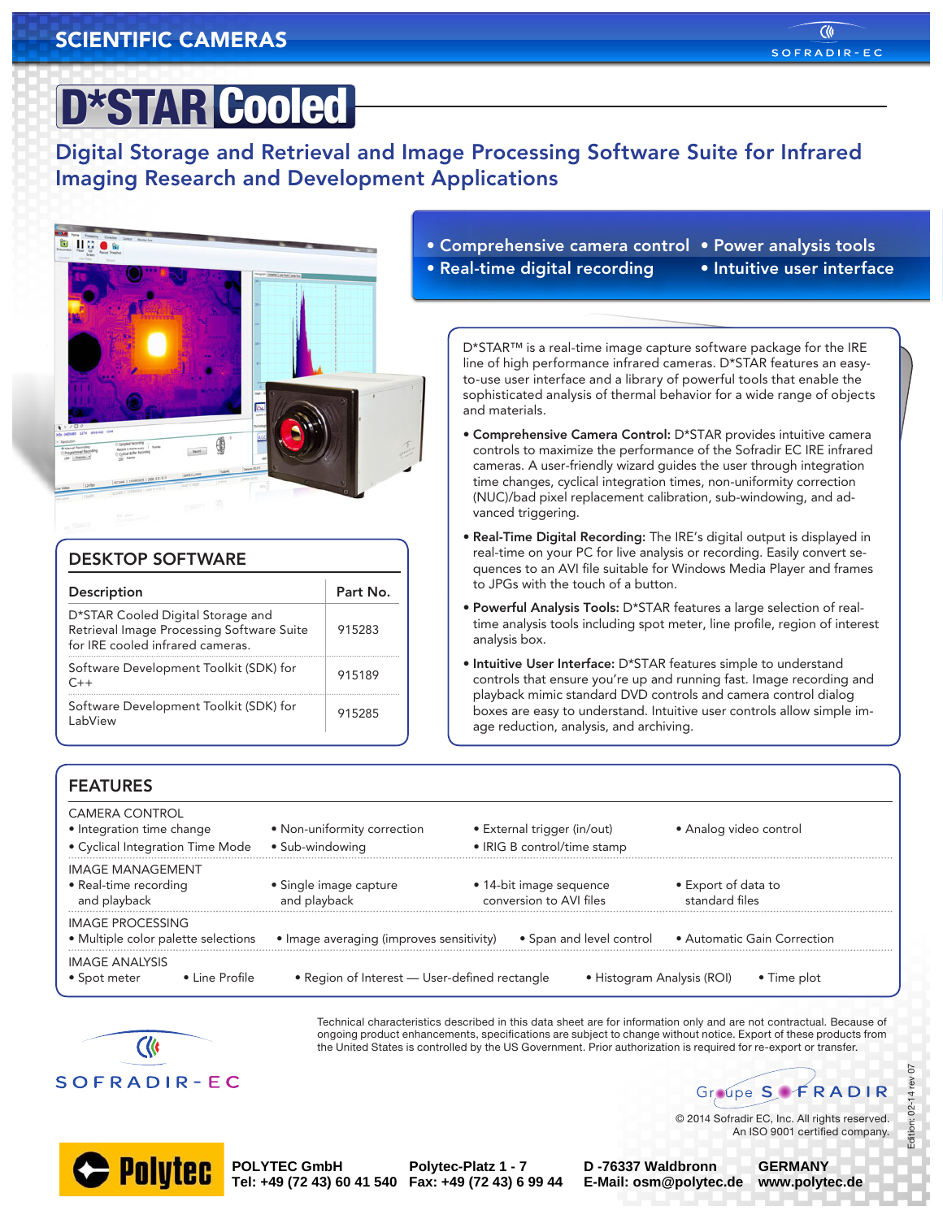# D*STAR Cooled

## Digital Storage and Retrieval and Image Processing Software Suite for Infrared Imaging Research and Development Applications

- Comprehensive camera control
- Power analysis tools
- Real-time digital recording
- Intuitive user interface

D*STAR™ is a real-time image capture software package for the IRE line of high performance infrared cameras. D*STAR features an easy-to-use user interface and a library of powerful tools that enable the sophisticated analysis of thermal behavior for a wide range of objects and materials.

- **Comprehensive Camera Control:** D*STAR provides intuitive camera controls to maximize the performance of the Sofradir EC IRE infrared cameras. A user-friendly wizard guides the user through integration time changes, cyclical integration times, non-uniformity correction (NUC)/bad pixel replacement calibration, sub-windowing, and advanced triggering.
- **Real-Time Digital Recording:** The IRE's digital output is displayed in real-time on your PC for live analysis or recording. Easily convert sequences to an AVI file suitable for Windows Media Player and frames to JPGs with the touch of a button.
- **Powerful Analysis Tools:** D*STAR features a large selection of real-time analysis tools including spot meter, line profile, region of interest analysis box.
- **Intuitive User Interface:** D*STAR features simple to understand controls that ensure you're up and running fast. Image recording and playback mimic standard DVD controls and camera control dialog boxes are easy to understand. Intuitive user controls allow simple image reduction, analysis, and archiving.

## DESKTOP SOFTWARE

| Description | Part No. |
|---|---|
| D*STAR Cooled Digital Storage and Retrieval Image Processing Software Suite for IRE cooled infrared cameras. | 915283 |
| Software Development Toolkit (SDK) for C++ | 915189 |
| Software Development Toolkit (SDK) for LabView | 915285 |

## FEATURES

**CAMERA CONTROL**
- Integration time change
- Cyclical Integration Time Mode
- Non-uniformity correction
- Sub-windowing
- External trigger (in/out)
- IRIG B control/time stamp
- Analog video control

**IMAGE MANAGEMENT**
- Real-time recording and playback
- Single image capture and playback
- 14-bit image sequence conversion to AVI files
- Export of data to standard files

**IMAGE PROCESSING**
- Multiple color palette selections
- Image averaging (improves sensitivity)
- Span and level control
- Automatic Gain Correction

**IMAGE ANALYSIS**
- Spot meter
- Line Profile
- Region of Interest — User-defined rectangle
- Histogram Analysis (ROI)
- Time plot

SOFRADIR-EC

Technical characteristics described in this data sheet are for information only and are not contractual. Because of ongoing product enhancements, specifications are subject to change without notice. Export of these products from the United States is controlled by the US Government. Prior authorization is required for re-export or transfer.

Groupe SOFRADIR

© 2014 Sofradir EC, Inc. All rights reserved.
An ISO 9001 certified company.

Edition: 02-14 rev 07

**POLYTEC GmbH** Polytec-Platz 1 - 7 D -76337 Waldbronn GERMANY
Tel: +49 (72 43) 60 41 540 Fax: +49 (72 43) 6 99 44 E-Mail: osm@polytec.de www.polytec.de